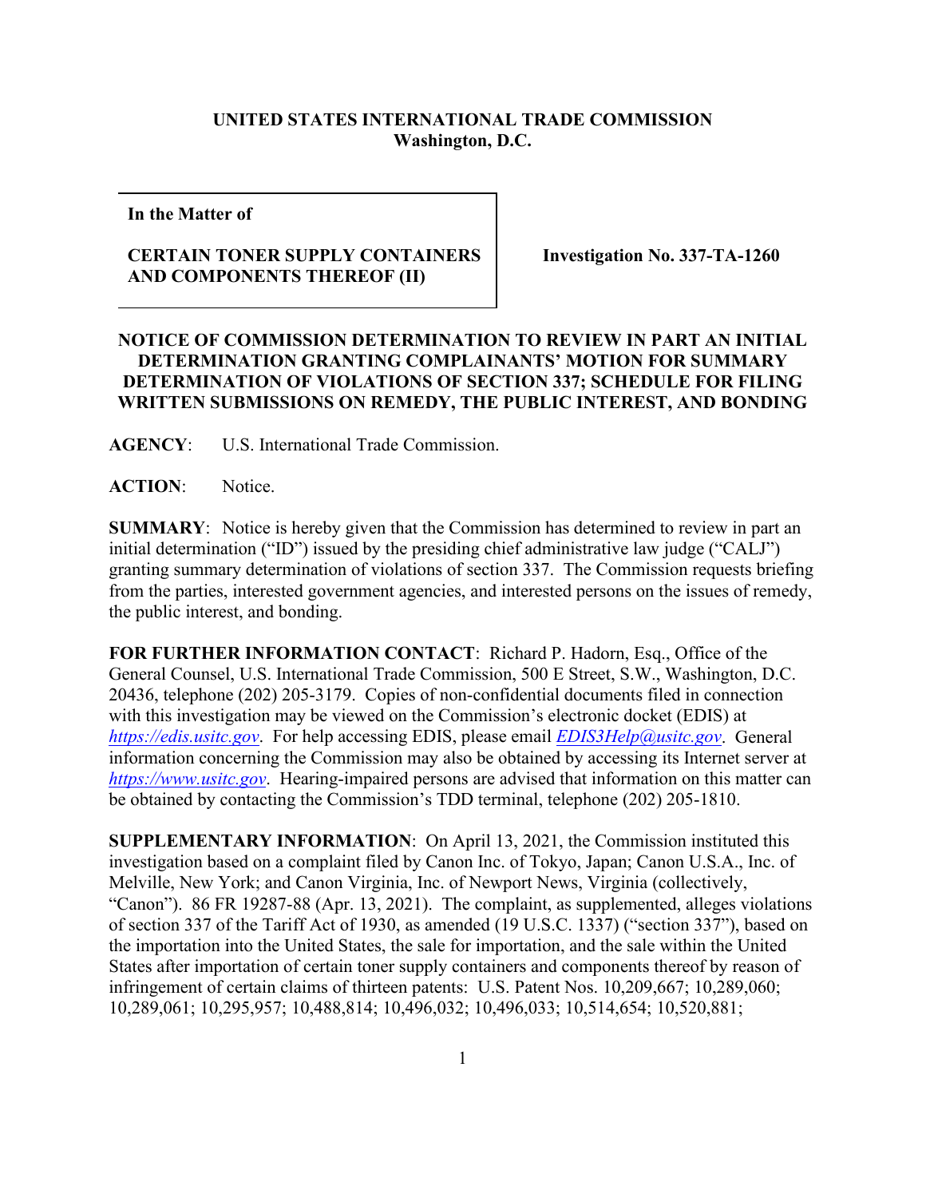**UNITED STATES INTERNATIONAL TRADE COMMISSION**
**Washington, D.C.**

| **In the Matter of** <br><br> **CERTAIN TONER SUPPLY CONTAINERS AND COMPONENTS THEREOF (II)** | **Investigation No. 337-TA-1260** |
|---|---|

**NOTICE OF COMMISSION DETERMINATION TO REVIEW IN PART AN INITIAL DETERMINATION GRANTING COMPLAINANTS' MOTION FOR SUMMARY DETERMINATION OF VIOLATIONS OF SECTION 337; SCHEDULE FOR FILING WRITTEN SUBMISSIONS ON REMEDY, THE PUBLIC INTEREST, AND BONDING**

**AGENCY**: U.S. International Trade Commission.

**ACTION**: Notice.

**SUMMARY**: Notice is hereby given that the Commission has determined to review in part an initial determination ("ID") issued by the presiding chief administrative law judge ("CALJ") granting summary determination of violations of section 337. The Commission requests briefing from the parties, interested government agencies, and interested persons on the issues of remedy, the public interest, and bonding.

**FOR FURTHER INFORMATION CONTACT**: Richard P. Hadorn, Esq., Office of the General Counsel, U.S. International Trade Commission, 500 E Street, S.W., Washington, D.C. 20436, telephone (202) 205-3179. Copies of non-confidential documents filed in connection with this investigation may be viewed on the Commission's electronic docket (EDIS) at *https://edis.usitc.gov*. For help accessing EDIS, please email *EDIS3Help@usitc.gov*. General information concerning the Commission may also be obtained by accessing its Internet server at *https://www.usitc.gov*. Hearing-impaired persons are advised that information on this matter can be obtained by contacting the Commission's TDD terminal, telephone (202) 205-1810.

**SUPPLEMENTARY INFORMATION**: On April 13, 2021, the Commission instituted this investigation based on a complaint filed by Canon Inc. of Tokyo, Japan; Canon U.S.A., Inc. of Melville, New York; and Canon Virginia, Inc. of Newport News, Virginia (collectively, "Canon"). 86 FR 19287-88 (Apr. 13, 2021). The complaint, as supplemented, alleges violations of section 337 of the Tariff Act of 1930, as amended (19 U.S.C. 1337) ("section 337"), based on the importation into the United States, the sale for importation, and the sale within the United States after importation of certain toner supply containers and components thereof by reason of infringement of certain claims of thirteen patents: U.S. Patent Nos. 10,209,667; 10,289,060; 10,289,061; 10,295,957; 10,488,814; 10,496,032; 10,496,033; 10,514,654; 10,520,881;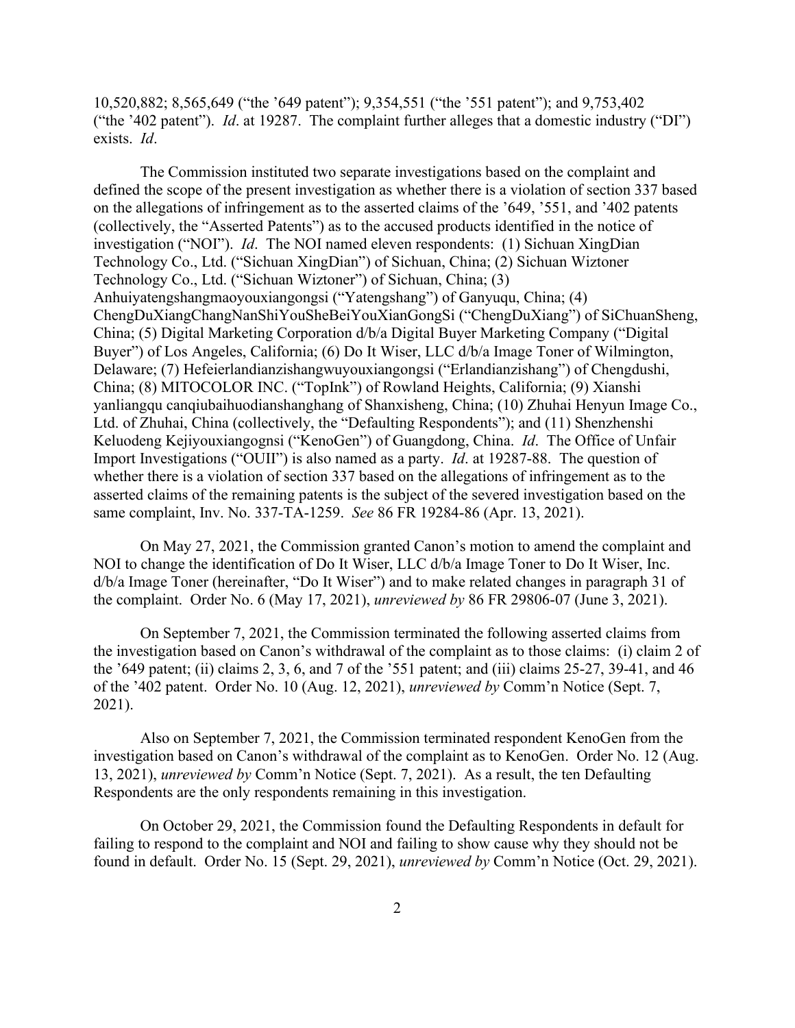10,520,882; 8,565,649 ("the '649 patent"); 9,354,551 ("the '551 patent"); and 9,753,402 ("the '402 patent"). *Id*. at 19287. The complaint further alleges that a domestic industry ("DI") exists. *Id*.

The Commission instituted two separate investigations based on the complaint and defined the scope of the present investigation as whether there is a violation of section 337 based on the allegations of infringement as to the asserted claims of the '649, '551, and '402 patents (collectively, the "Asserted Patents") as to the accused products identified in the notice of investigation ("NOI"). *Id*. The NOI named eleven respondents: (1) Sichuan XingDian Technology Co., Ltd. ("Sichuan XingDian") of Sichuan, China; (2) Sichuan Wiztoner Technology Co., Ltd. ("Sichuan Wiztoner") of Sichuan, China; (3) Anhuiyatengshangmaoyouxiangongsi ("Yatengshang") of Ganyuqu, China; (4) ChengDuXiangChangNanShiYouSheBeiYouXianGongSi ("ChengDuXiang") of SiChuanSheng, China; (5) Digital Marketing Corporation d/b/a Digital Buyer Marketing Company ("Digital Buyer") of Los Angeles, California; (6) Do It Wiser, LLC d/b/a Image Toner of Wilmington, Delaware; (7) Hefeierlandianzishangwuyouxiangongsi ("Erlandianzishang") of Chengdushi, China; (8) MITOCOLOR INC. ("TopInk") of Rowland Heights, California; (9) Xianshi yanliangqu canqiubaihuodianshanghang of Shanxisheng, China; (10) Zhuhai Henyun Image Co., Ltd. of Zhuhai, China (collectively, the "Defaulting Respondents"); and (11) Shenzhenshi Keluodeng Kejiyouxiangognsi ("KenoGen") of Guangdong, China. *Id*. The Office of Unfair Import Investigations ("OUII") is also named as a party. *Id*. at 19287-88. The question of whether there is a violation of section 337 based on the allegations of infringement as to the asserted claims of the remaining patents is the subject of the severed investigation based on the same complaint, Inv. No. 337-TA-1259. *See* 86 FR 19284-86 (Apr. 13, 2021).

On May 27, 2021, the Commission granted Canon's motion to amend the complaint and NOI to change the identification of Do It Wiser, LLC d/b/a Image Toner to Do It Wiser, Inc. d/b/a Image Toner (hereinafter, "Do It Wiser") and to make related changes in paragraph 31 of the complaint. Order No. 6 (May 17, 2021), *unreviewed by* 86 FR 29806-07 (June 3, 2021).

On September 7, 2021, the Commission terminated the following asserted claims from the investigation based on Canon's withdrawal of the complaint as to those claims: (i) claim 2 of the '649 patent; (ii) claims 2, 3, 6, and 7 of the '551 patent; and (iii) claims 25-27, 39-41, and 46 of the '402 patent. Order No. 10 (Aug. 12, 2021), *unreviewed by* Comm'n Notice (Sept. 7, 2021).

Also on September 7, 2021, the Commission terminated respondent KenoGen from the investigation based on Canon's withdrawal of the complaint as to KenoGen. Order No. 12 (Aug. 13, 2021), *unreviewed by* Comm'n Notice (Sept. 7, 2021). As a result, the ten Defaulting Respondents are the only respondents remaining in this investigation.

On October 29, 2021, the Commission found the Defaulting Respondents in default for failing to respond to the complaint and NOI and failing to show cause why they should not be found in default. Order No. 15 (Sept. 29, 2021), *unreviewed by* Comm'n Notice (Oct. 29, 2021).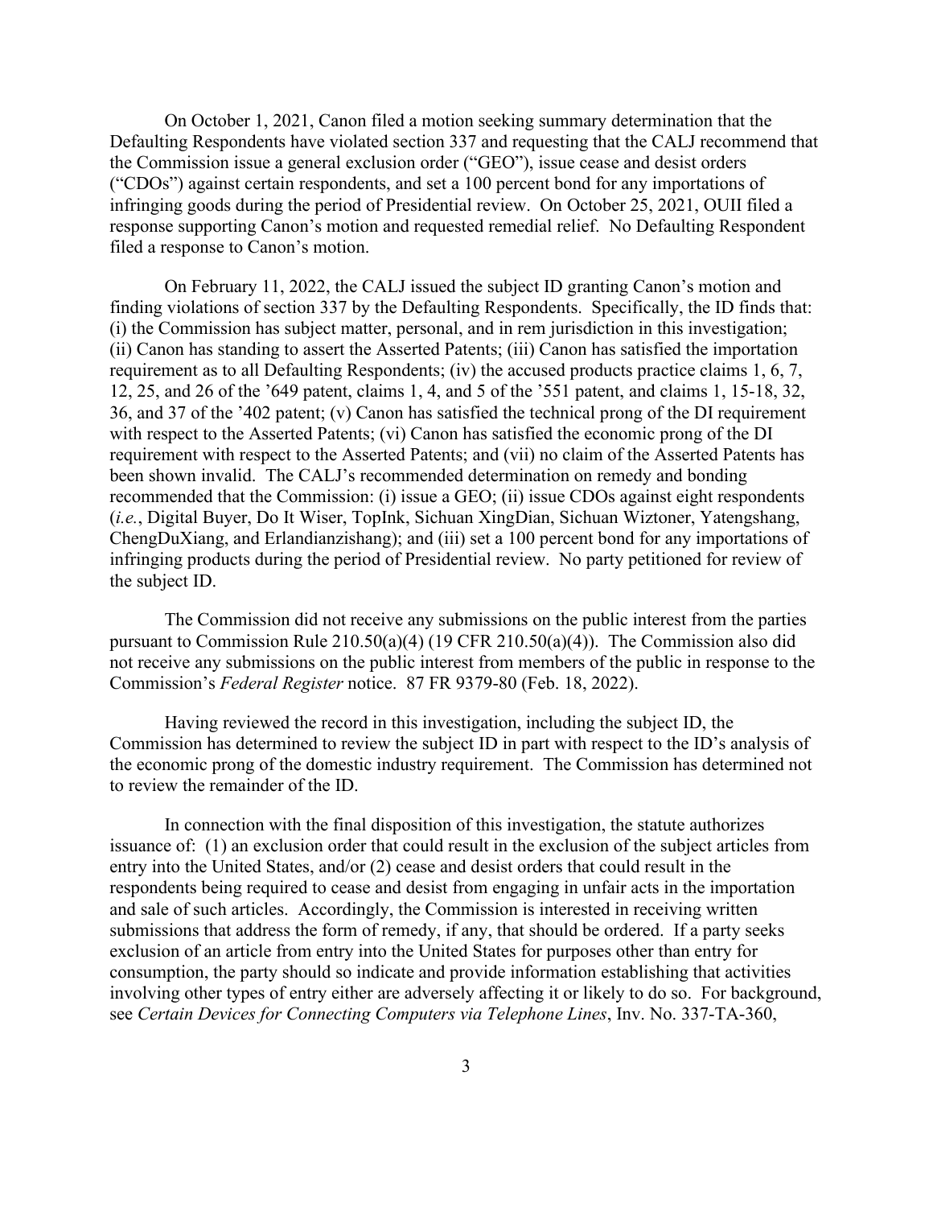On October 1, 2021, Canon filed a motion seeking summary determination that the Defaulting Respondents have violated section 337 and requesting that the CALJ recommend that the Commission issue a general exclusion order ("GEO"), issue cease and desist orders ("CDOs") against certain respondents, and set a 100 percent bond for any importations of infringing goods during the period of Presidential review. On October 25, 2021, OUII filed a response supporting Canon's motion and requested remedial relief. No Defaulting Respondent filed a response to Canon's motion.

On February 11, 2022, the CALJ issued the subject ID granting Canon's motion and finding violations of section 337 by the Defaulting Respondents. Specifically, the ID finds that: (i) the Commission has subject matter, personal, and in rem jurisdiction in this investigation; (ii) Canon has standing to assert the Asserted Patents; (iii) Canon has satisfied the importation requirement as to all Defaulting Respondents; (iv) the accused products practice claims 1, 6, 7, 12, 25, and 26 of the '649 patent, claims 1, 4, and 5 of the '551 patent, and claims 1, 15-18, 32, 36, and 37 of the '402 patent; (v) Canon has satisfied the technical prong of the DI requirement with respect to the Asserted Patents; (vi) Canon has satisfied the economic prong of the DI requirement with respect to the Asserted Patents; and (vii) no claim of the Asserted Patents has been shown invalid. The CALJ's recommended determination on remedy and bonding recommended that the Commission: (i) issue a GEO; (ii) issue CDOs against eight respondents (*i.e.*, Digital Buyer, Do It Wiser, TopInk, Sichuan XingDian, Sichuan Wiztoner, Yatengshang, ChengDuXiang, and Erlandianzishang); and (iii) set a 100 percent bond for any importations of infringing products during the period of Presidential review. No party petitioned for review of the subject ID.

The Commission did not receive any submissions on the public interest from the parties pursuant to Commission Rule 210.50(a)(4) (19 CFR 210.50(a)(4)). The Commission also did not receive any submissions on the public interest from members of the public in response to the Commission's *Federal Register* notice. 87 FR 9379-80 (Feb. 18, 2022).

Having reviewed the record in this investigation, including the subject ID, the Commission has determined to review the subject ID in part with respect to the ID's analysis of the economic prong of the domestic industry requirement. The Commission has determined not to review the remainder of the ID.

In connection with the final disposition of this investigation, the statute authorizes issuance of: (1) an exclusion order that could result in the exclusion of the subject articles from entry into the United States, and/or (2) cease and desist orders that could result in the respondents being required to cease and desist from engaging in unfair acts in the importation and sale of such articles. Accordingly, the Commission is interested in receiving written submissions that address the form of remedy, if any, that should be ordered. If a party seeks exclusion of an article from entry into the United States for purposes other than entry for consumption, the party should so indicate and provide information establishing that activities involving other types of entry either are adversely affecting it or likely to do so. For background, see *Certain Devices for Connecting Computers via Telephone Lines*, Inv. No. 337-TA-360,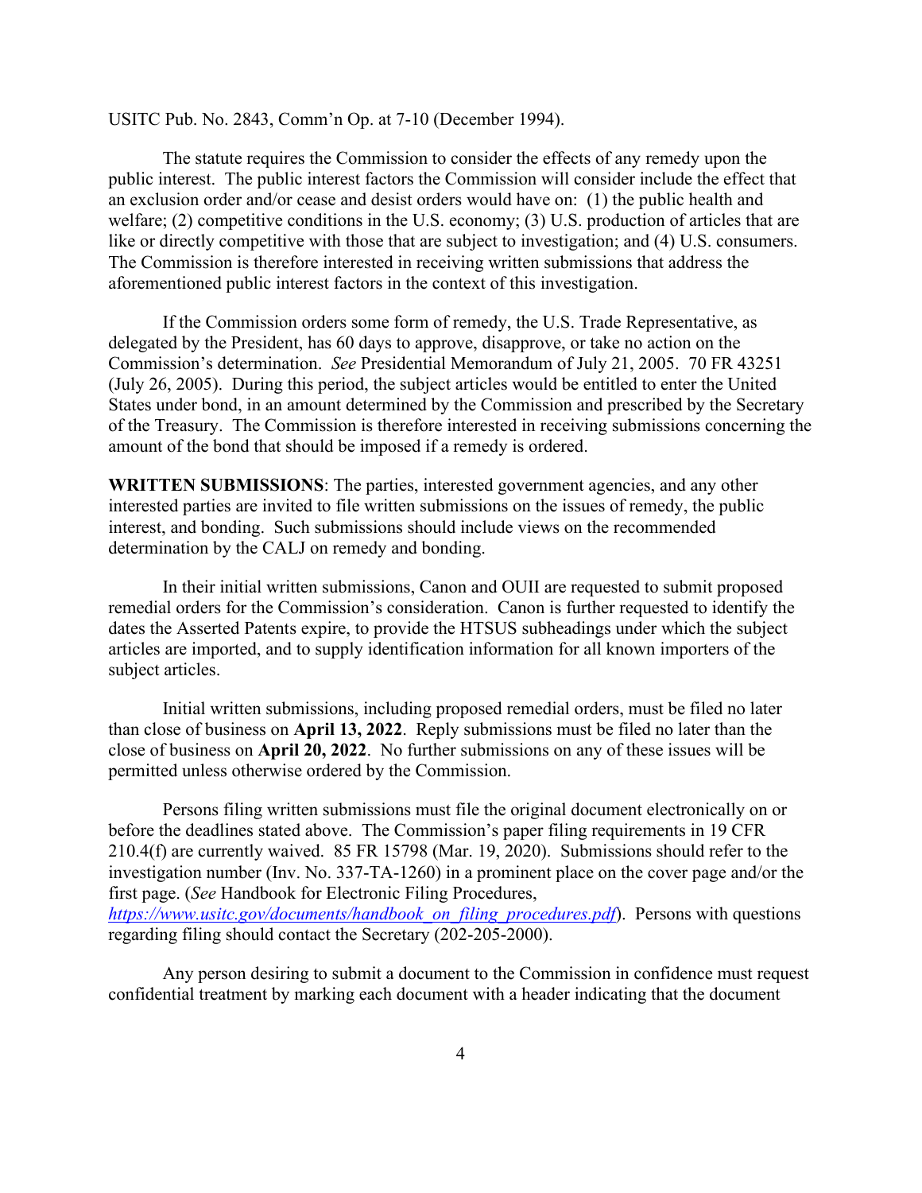USITC Pub. No. 2843, Comm'n Op. at 7-10 (December 1994).

The statute requires the Commission to consider the effects of any remedy upon the public interest. The public interest factors the Commission will consider include the effect that an exclusion order and/or cease and desist orders would have on: (1) the public health and welfare; (2) competitive conditions in the U.S. economy; (3) U.S. production of articles that are like or directly competitive with those that are subject to investigation; and (4) U.S. consumers. The Commission is therefore interested in receiving written submissions that address the aforementioned public interest factors in the context of this investigation.

If the Commission orders some form of remedy, the U.S. Trade Representative, as delegated by the President, has 60 days to approve, disapprove, or take no action on the Commission's determination. *See* Presidential Memorandum of July 21, 2005. 70 FR 43251 (July 26, 2005). During this period, the subject articles would be entitled to enter the United States under bond, in an amount determined by the Commission and prescribed by the Secretary of the Treasury. The Commission is therefore interested in receiving submissions concerning the amount of the bond that should be imposed if a remedy is ordered.

**WRITTEN SUBMISSIONS**: The parties, interested government agencies, and any other interested parties are invited to file written submissions on the issues of remedy, the public interest, and bonding. Such submissions should include views on the recommended determination by the CALJ on remedy and bonding.

In their initial written submissions, Canon and OUII are requested to submit proposed remedial orders for the Commission's consideration. Canon is further requested to identify the dates the Asserted Patents expire, to provide the HTSUS subheadings under which the subject articles are imported, and to supply identification information for all known importers of the subject articles.

Initial written submissions, including proposed remedial orders, must be filed no later than close of business on **April 13, 2022**. Reply submissions must be filed no later than the close of business on **April 20, 2022**. No further submissions on any of these issues will be permitted unless otherwise ordered by the Commission.

Persons filing written submissions must file the original document electronically on or before the deadlines stated above. The Commission's paper filing requirements in 19 CFR 210.4(f) are currently waived. 85 FR 15798 (Mar. 19, 2020). Submissions should refer to the investigation number (Inv. No. 337-TA-1260) in a prominent place on the cover page and/or the first page. (*See* Handbook for Electronic Filing Procedures, *https://www.usitc.gov/documents/handbook_on_filing_procedures.pdf*). Persons with questions regarding filing should contact the Secretary (202-205-2000).

Any person desiring to submit a document to the Commission in confidence must request confidential treatment by marking each document with a header indicating that the document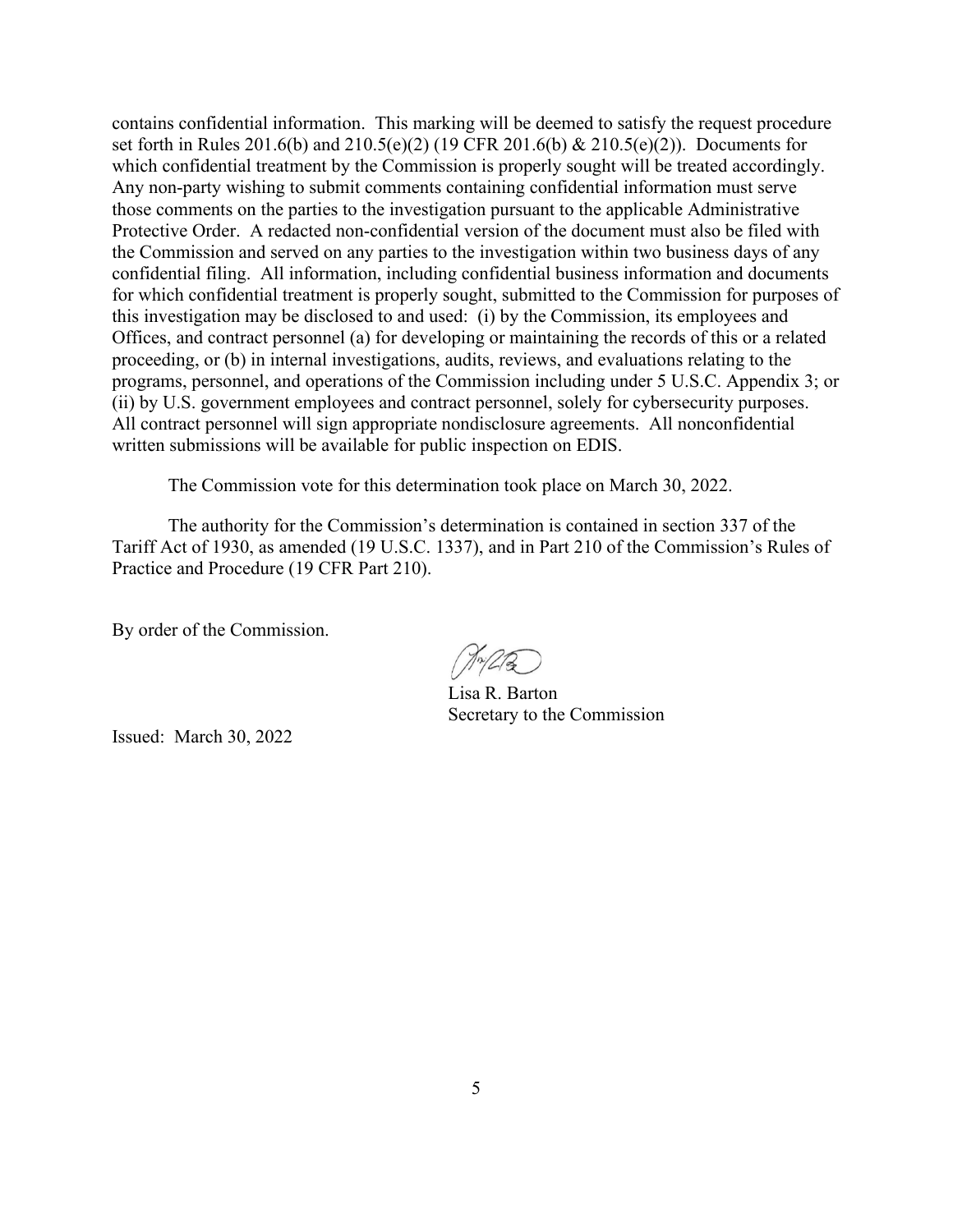contains confidential information. This marking will be deemed to satisfy the request procedure set forth in Rules 201.6(b) and 210.5(e)(2) (19 CFR 201.6(b) & 210.5(e)(2)). Documents for which confidential treatment by the Commission is properly sought will be treated accordingly. Any non-party wishing to submit comments containing confidential information must serve those comments on the parties to the investigation pursuant to the applicable Administrative Protective Order. A redacted non-confidential version of the document must also be filed with the Commission and served on any parties to the investigation within two business days of any confidential filing. All information, including confidential business information and documents for which confidential treatment is properly sought, submitted to the Commission for purposes of this investigation may be disclosed to and used: (i) by the Commission, its employees and Offices, and contract personnel (a) for developing or maintaining the records of this or a related proceeding, or (b) in internal investigations, audits, reviews, and evaluations relating to the programs, personnel, and operations of the Commission including under 5 U.S.C. Appendix 3; or (ii) by U.S. government employees and contract personnel, solely for cybersecurity purposes. All contract personnel will sign appropriate nondisclosure agreements. All nonconfidential written submissions will be available for public inspection on EDIS.

The Commission vote for this determination took place on March 30, 2022.

The authority for the Commission's determination is contained in section 337 of the Tariff Act of 1930, as amended (19 U.S.C. 1337), and in Part 210 of the Commission's Rules of Practice and Procedure (19 CFR Part 210).

By order of the Commission.

Lisa R. Barton
Secretary to the Commission

Issued: March 30, 2022